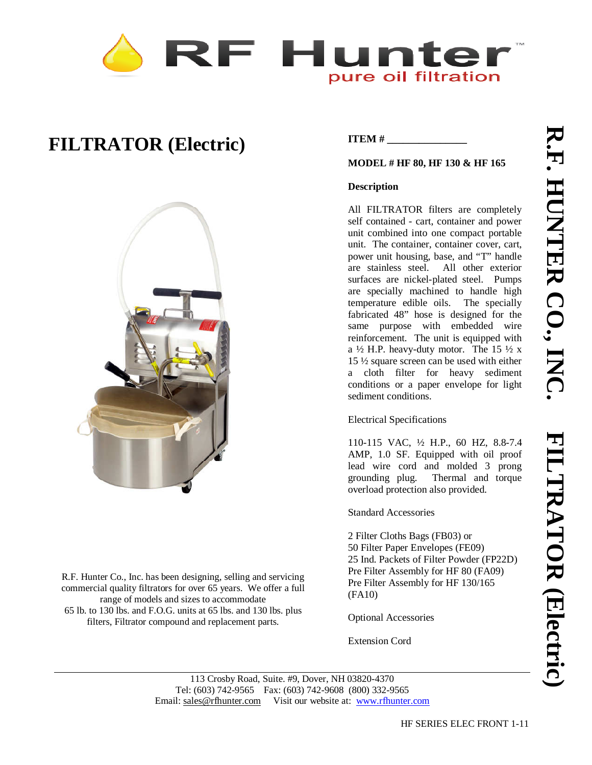RF Hunter™
pure oil filtration

# FILTRATOR (Electric)

R.F. Hunter Co., Inc. has been designing, selling and servicing commercial quality filtrators for over 65 years. We offer a full range of models and sizes to accommodate 65 lb. to 130 lbs. and F.O.G. units at 65 lbs. and 130 lbs. plus filters, Filtrator compound and replacement parts.

**ITEM # _______________**

**MODEL # HF 80, HF 130 & HF 165**

**Description**

All FILTRATOR filters are completely self contained - cart, container and power unit combined into one compact portable unit. The container, container cover, cart, power unit housing, base, and "T" handle are stainless steel. All other exterior surfaces are nickel-plated steel. Pumps are specially machined to handle high temperature edible oils. The specially fabricated 48" hose is designed for the same purpose with embedded wire reinforcement. The unit is equipped with a ½ H.P. heavy-duty motor. The 15 ½ x 15 ½ square screen can be used with either a cloth filter for heavy sediment conditions or a paper envelope for light sediment conditions.

Electrical Specifications

110-115 VAC, ½ H.P., 60 HZ, 8.8-7.4 AMP, 1.0 SF. Equipped with oil proof lead wire cord and molded 3 prong grounding plug. Thermal and torque overload protection also provided.

Standard Accessories

2 Filter Cloths Bags (FB03) or
50 Filter Paper Envelopes (FE09)
25 Ind. Packets of Filter Powder (FP22D)
Pre Filter Assembly for HF 80 (FA09)
Pre Filter Assembly for HF 130/165 (FA10)

Optional Accessories

Extension Cord

**R.F. HUNTER CO., INC. FILTRATOR (Electric)**

113 Crosby Road, Suite. #9, Dover, NH 03820-4370
Tel: (603) 742-9565 Fax: (603) 742-9608 (800) 332-9565
Email: sales@rfhunter.com Visit our website at: www.rfhunter.com

HF SERIES ELEC FRONT 1-11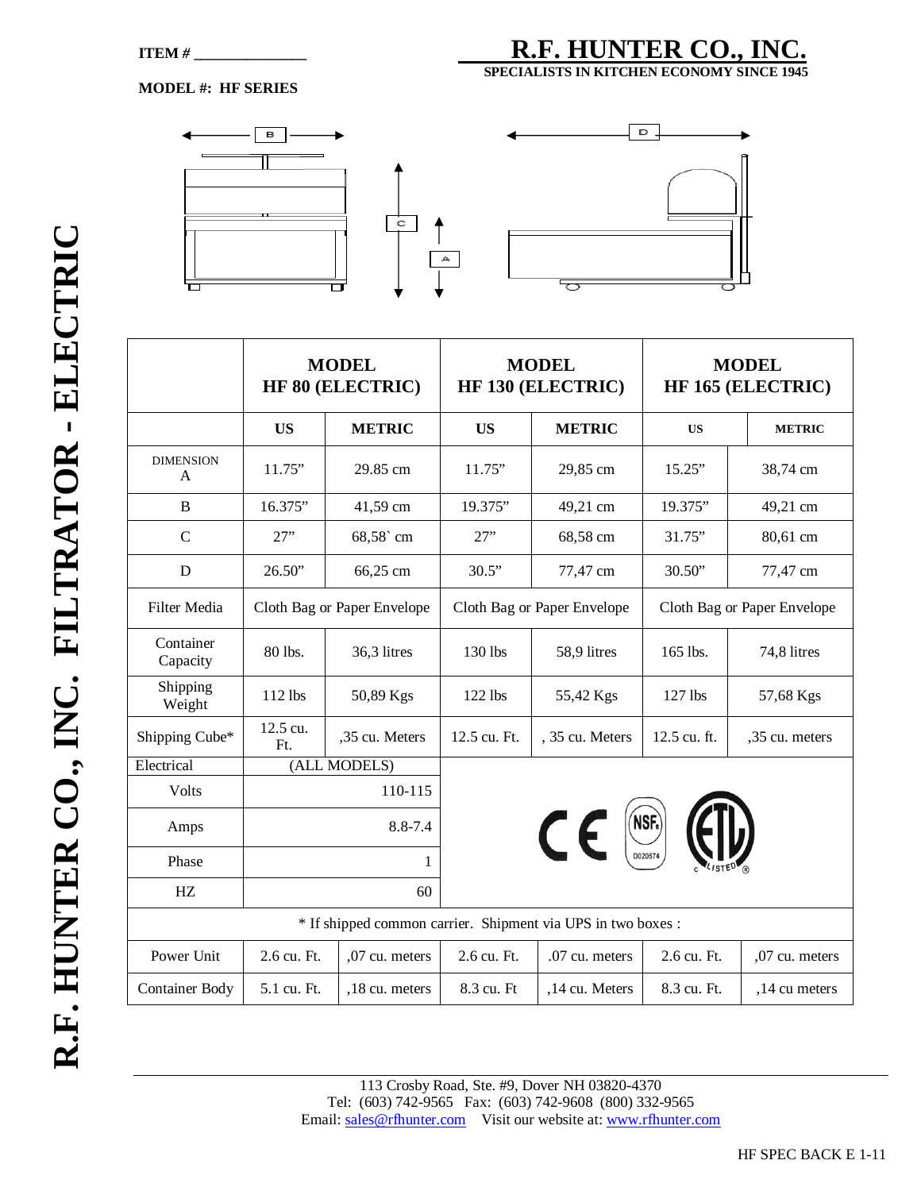**ITEM # ______________**

# R.F. HUNTER CO., INC.

**SPECIALISTS IN KITCHEN ECONOMY SINCE 1945**

**MODEL #: HF SERIES**

**R.F. HUNTER CO., INC. FILTRATOR - ELECTRIC**

B C A D

| | MODEL HF 80 (ELECTRIC) | | MODEL HF 130 (ELECTRIC) | | MODEL HF 165 (ELECTRIC) | |
|---|---|---|---|---|---|---|
| | **US** | **METRIC** | **US** | **METRIC** | **US** | **METRIC** |
| DIMENSION A | 11.75" | 29.85 cm | 11.75" | 29,85 cm | 15.25" | 38,74 cm |
| B | 16.375" | 41,59 cm | 19.375" | 49,21 cm | 19.375" | 49,21 cm |
| C | 27" | 68,58` cm | 27" | 68,58 cm | 31.75" | 80,61 cm |
| D | 26.50" | 66,25 cm | 30.5" | 77,47 cm | 30.50" | 77,47 cm |
| Filter Media | Cloth Bag or Paper Envelope | | Cloth Bag or Paper Envelope | | Cloth Bag or Paper Envelope | |
| Container Capacity | 80 lbs. | 36,3 litres | 130 lbs | 58,9 litres | 165 lbs. | 74,8 litres |
| Shipping Weight | 112 lbs | 50,89 Kgs | 122 lbs | 55,42 Kgs | 127 lbs | 57,68 Kgs |
| Shipping Cube* | 12.5 cu. Ft. | ,35 cu. Meters | 12.5 cu. Ft. | , 35 cu. Meters | 12.5 cu. ft. | ,35 cu. meters |
| Electrical | (ALL MODELS) | | | | | |
| Volts | 110-115 | | | | | |
| Amps | 8.8-7.4 | | | | | |
| Phase | 1 | | | | | |
| HZ | 60 | | | | | |
| * If shipped common carrier. Shipment via UPS in two boxes : | | | | | | |
| Power Unit | 2.6 cu. Ft. | ,07 cu. meters | 2.6 cu. Ft. | .07 cu. meters | 2.6 cu. Ft. | ,07 cu. meters |
| Container Body | 5.1 cu. Ft. | ,18 cu. meters | 8.3 cu. Ft | ,14 cu. Meters | 8.3 cu. Ft. | ,14 cu meters |

CE NSF D020574 ETL LISTED

113 Crosby Road, Ste. #9, Dover NH 03820-4370
Tel: (603) 742-9565 Fax: (603) 742-9608 (800) 332-9565
Email: sales@rfhunter.com Visit our website at: www.rfhunter.com

HF SPEC BACK E 1-11